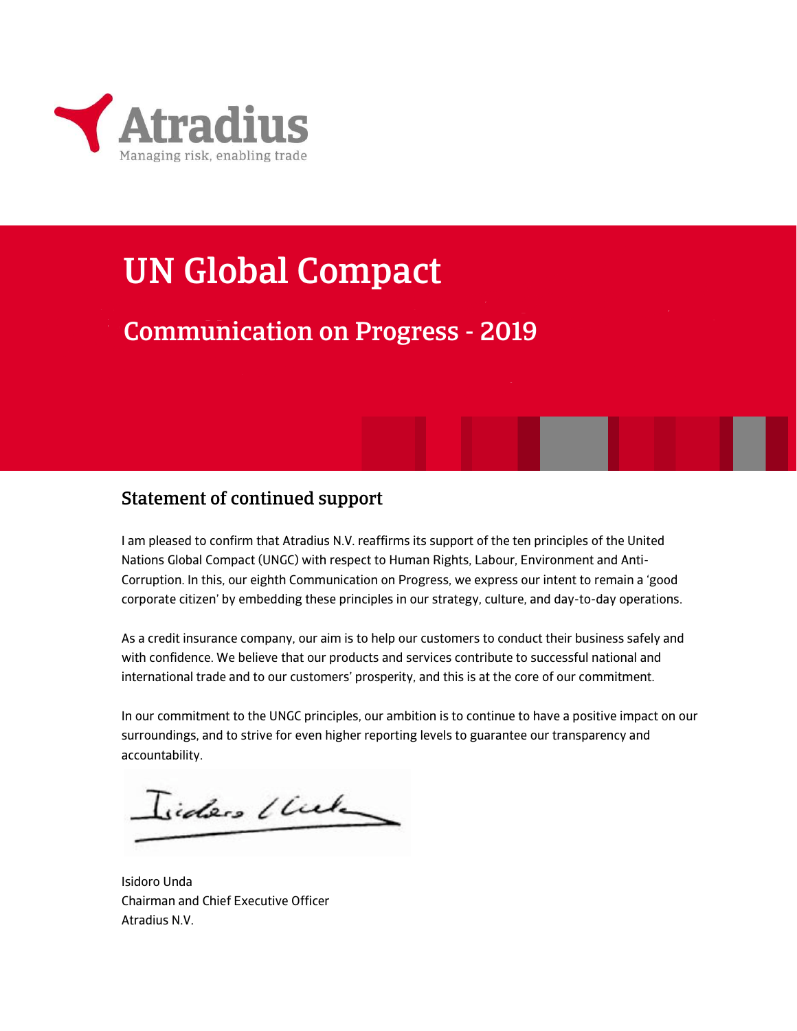Atradius

Managing risk, enabling trade

# UN Global Compact

## Communication on Progress - 2019

### Statement of continued support

I am pleased to confirm that Atradius N.V. reaffirms its support of the ten principles of the United Nations Global Compact (UNGC) with respect to Human Rights, Labour, Environment and Anti-Corruption. In this, our eighth Communication on Progress, we express our intent to remain a 'good corporate citizen' by embedding these principles in our strategy, culture, and day-to-day operations.

As a credit insurance company, our aim is to help our customers to conduct their business safely and with confidence. We believe that our products and services contribute to successful national and international trade and to our customers' prosperity, and this is at the core of our commitment.

In our commitment to the UNGC principles, our ambition is to continue to have a positive impact on our surroundings, and to strive for even higher reporting levels to guarantee our transparency and accountability.

Isidoro Unda
Chairman and Chief Executive Officer
Atradius N.V.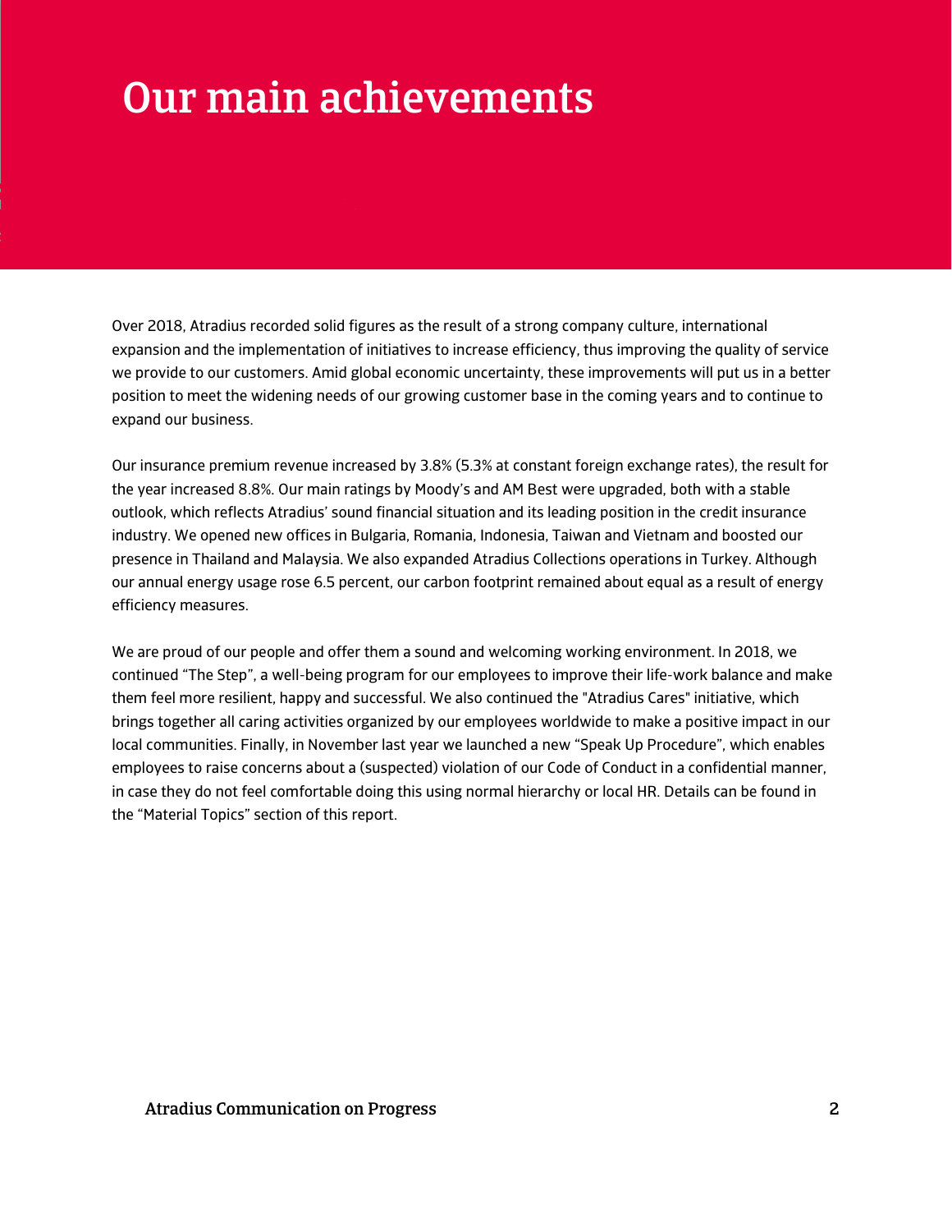# Our main achievements

Over 2018, Atradius recorded solid figures as the result of a strong company culture, international expansion and the implementation of initiatives to increase efficiency, thus improving the quality of service we provide to our customers. Amid global economic uncertainty, these improvements will put us in a better position to meet the widening needs of our growing customer base in the coming years and to continue to expand our business.

Our insurance premium revenue increased by 3.8% (5.3% at constant foreign exchange rates), the result for the year increased 8.8%. Our main ratings by Moody's and AM Best were upgraded, both with a stable outlook, which reflects Atradius' sound financial situation and its leading position in the credit insurance industry. We opened new offices in Bulgaria, Romania, Indonesia, Taiwan and Vietnam and boosted our presence in Thailand and Malaysia. We also expanded Atradius Collections operations in Turkey. Although our annual energy usage rose 6.5 percent, our carbon footprint remained about equal as a result of energy efficiency measures.

We are proud of our people and offer them a sound and welcoming working environment. In 2018, we continued "The Step", a well-being program for our employees to improve their life-work balance and make them feel more resilient, happy and successful. We also continued the "Atradius Cares" initiative, which brings together all caring activities organized by our employees worldwide to make a positive impact in our local communities. Finally, in November last year we launched a new "Speak Up Procedure", which enables employees to raise concerns about a (suspected) violation of our Code of Conduct in a confidential manner, in case they do not feel comfortable doing this using normal hierarchy or local HR. Details can be found in the "Material Topics" section of this report.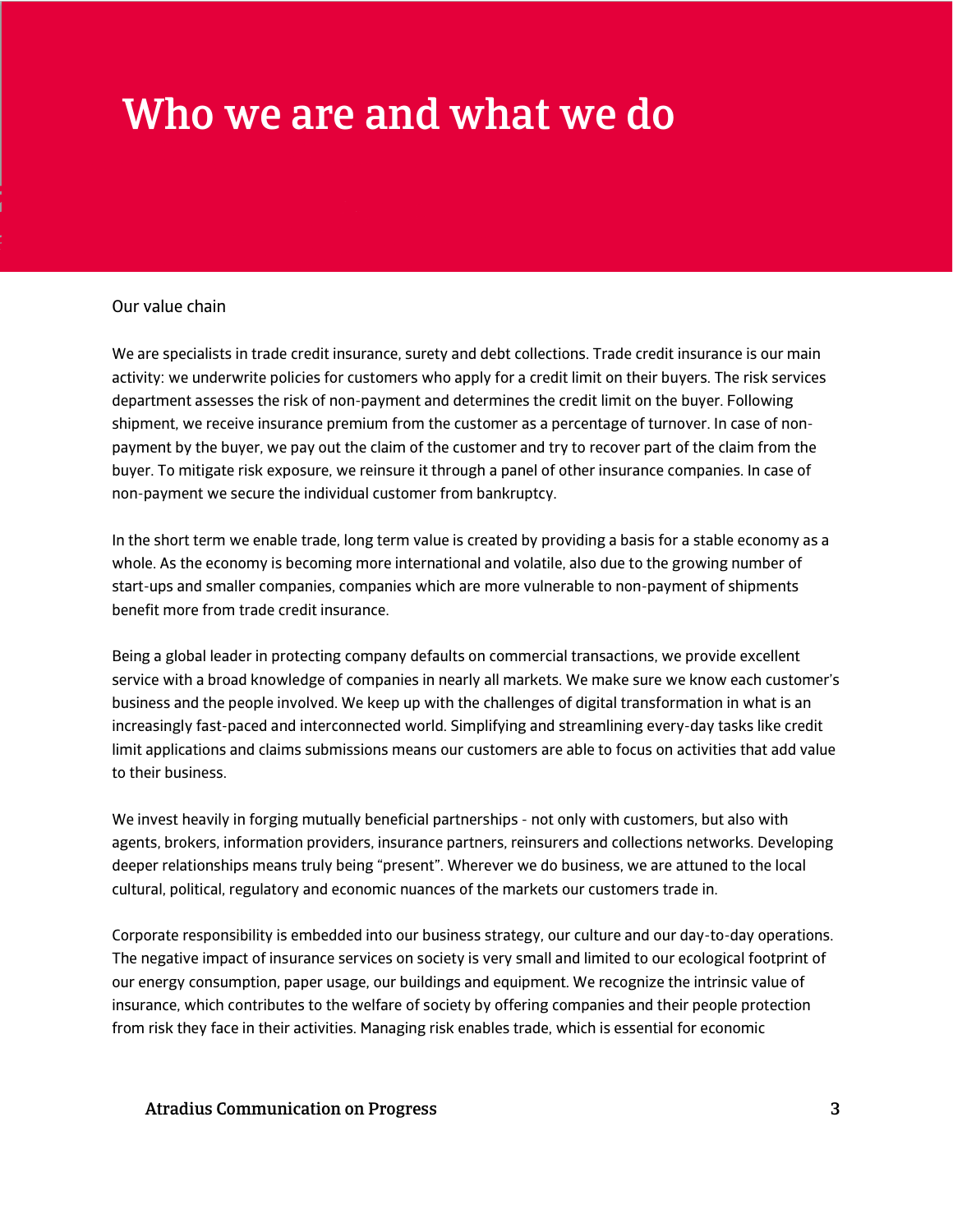# Who we are and what we do

## Our value chain

We are specialists in trade credit insurance, surety and debt collections. Trade credit insurance is our main activity: we underwrite policies for customers who apply for a credit limit on their buyers. The risk services department assesses the risk of non-payment and determines the credit limit on the buyer. Following shipment, we receive insurance premium from the customer as a percentage of turnover. In case of non-payment by the buyer, we pay out the claim of the customer and try to recover part of the claim from the buyer. To mitigate risk exposure, we reinsure it through a panel of other insurance companies. In case of non-payment we secure the individual customer from bankruptcy.

In the short term we enable trade, long term value is created by providing a basis for a stable economy as a whole. As the economy is becoming more international and volatile, also due to the growing number of start-ups and smaller companies, companies which are more vulnerable to non-payment of shipments benefit more from trade credit insurance.

Being a global leader in protecting company defaults on commercial transactions, we provide excellent service with a broad knowledge of companies in nearly all markets. We make sure we know each customer's business and the people involved. We keep up with the challenges of digital transformation in what is an increasingly fast-paced and interconnected world. Simplifying and streamlining every-day tasks like credit limit applications and claims submissions means our customers are able to focus on activities that add value to their business.

We invest heavily in forging mutually beneficial partnerships - not only with customers, but also with agents, brokers, information providers, insurance partners, reinsurers and collections networks. Developing deeper relationships means truly being "present". Wherever we do business, we are attuned to the local cultural, political, regulatory and economic nuances of the markets our customers trade in.

Corporate responsibility is embedded into our business strategy, our culture and our day-to-day operations. The negative impact of insurance services on society is very small and limited to our ecological footprint of our energy consumption, paper usage, our buildings and equipment. We recognize the intrinsic value of insurance, which contributes to the welfare of society by offering companies and their people protection from risk they face in their activities. Managing risk enables trade, which is essential for economic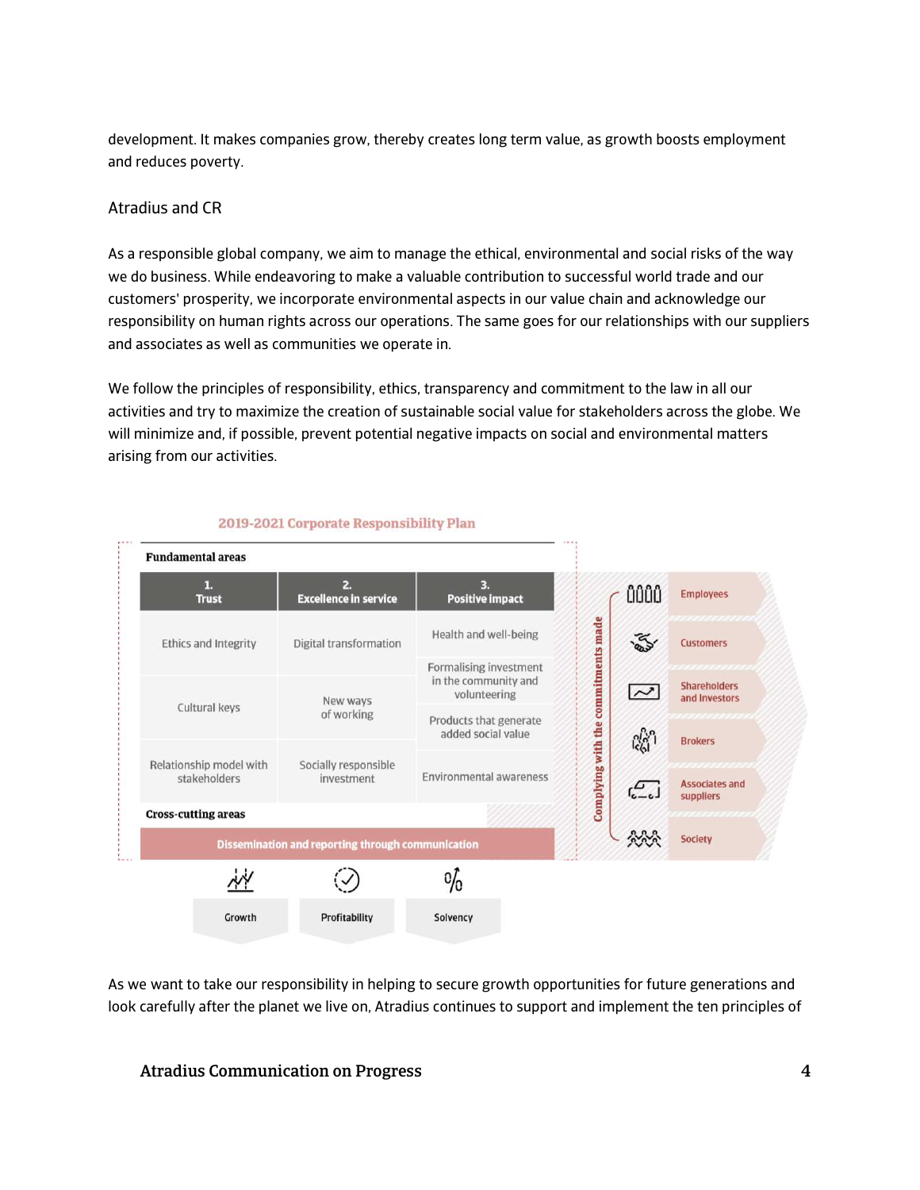development. It makes companies grow, thereby creates long term value, as growth boosts employment and reduces poverty.

## Atradius and CR

As a responsible global company, we aim to manage the ethical, environmental and social risks of the way we do business. While endeavoring to make a valuable contribution to successful world trade and our customers' prosperity, we incorporate environmental aspects in our value chain and acknowledge our responsibility on human rights across our operations. The same goes for our relationships with our suppliers and associates as well as communities we operate in.

We follow the principles of responsibility, ethics, transparency and commitment to the law in all our activities and try to maximize the creation of sustainable social value for stakeholders across the globe. We will minimize and, if possible, prevent potential negative impacts on social and environmental matters arising from our activities.

**2019-2021 Corporate Responsibility Plan**

**Fundamental areas**

| 1. Trust | 2. Excellence in service | 3. Positive impact |
|---|---|---|
| Ethics and Integrity | Digital transformation | Health and well-being |
| | | Formalising investment in the community and volunteering |
| Cultural keys | New ways of working | Products that generate added social value |
| Relationship model with stakeholders | Socially responsible investment | Environmental awareness |

**Cross-cutting areas**

Dissemination and reporting through communication

Growth | Profitability | Solvency

Complying with the commitments made: Employees, Customers, Shareholders and Investors, Brokers, Associates and suppliers, Society

As we want to take our responsibility in helping to secure growth opportunities for future generations and look carefully after the planet we live on, Atradius continues to support and implement the ten principles of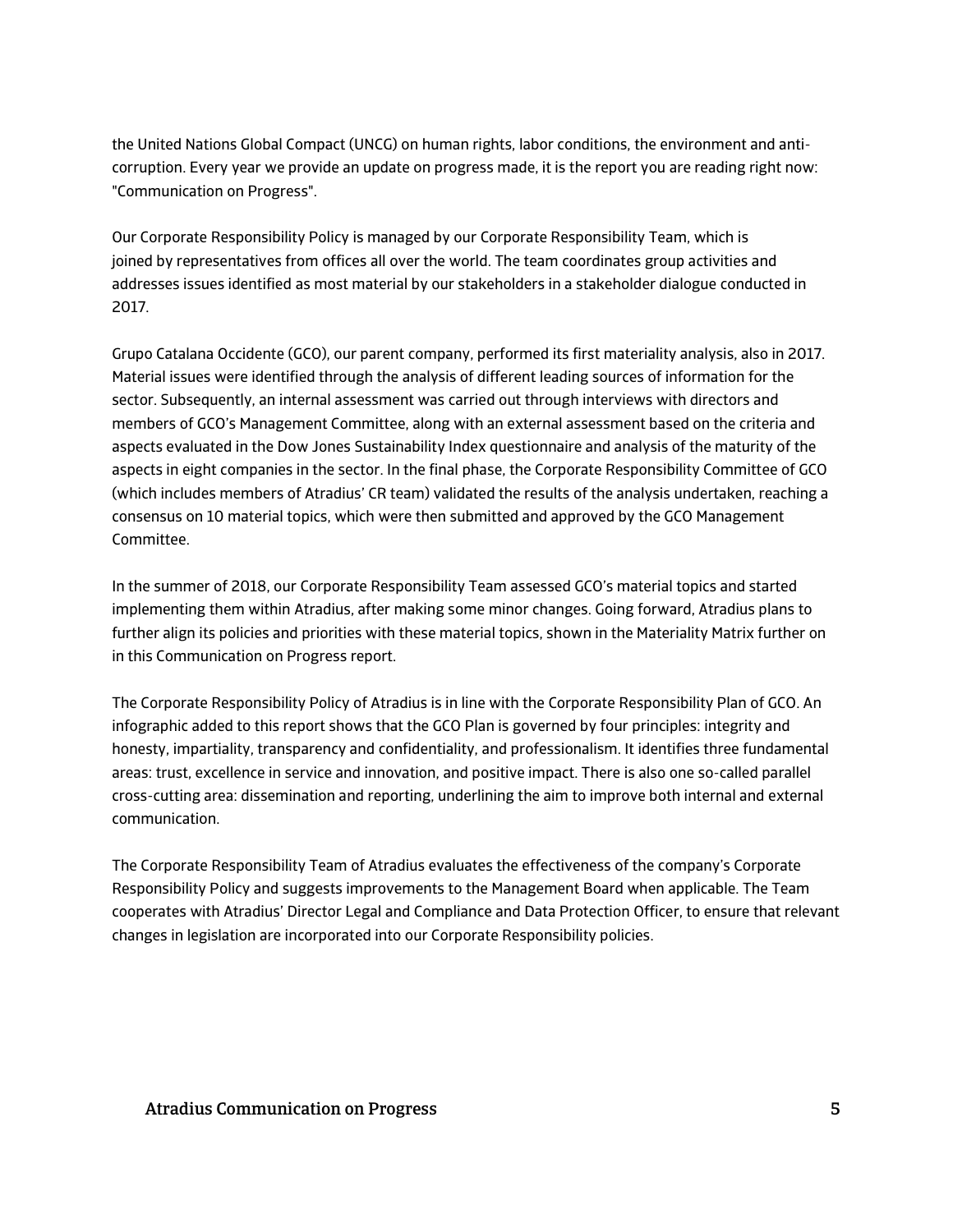the United Nations Global Compact (UNCG) on human rights, labor conditions, the environment and anti-corruption. Every year we provide an update on progress made, it is the report you are reading right now: "Communication on Progress".

Our Corporate Responsibility Policy is managed by our Corporate Responsibility Team, which is joined by representatives from offices all over the world. The team coordinates group activities and addresses issues identified as most material by our stakeholders in a stakeholder dialogue conducted in 2017.

Grupo Catalana Occidente (GCO), our parent company, performed its first materiality analysis, also in 2017. Material issues were identified through the analysis of different leading sources of information for the sector. Subsequently, an internal assessment was carried out through interviews with directors and members of GCO's Management Committee, along with an external assessment based on the criteria and aspects evaluated in the Dow Jones Sustainability Index questionnaire and analysis of the maturity of the aspects in eight companies in the sector. In the final phase, the Corporate Responsibility Committee of GCO (which includes members of Atradius' CR team) validated the results of the analysis undertaken, reaching a consensus on 10 material topics, which were then submitted and approved by the GCO Management Committee.

In the summer of 2018, our Corporate Responsibility Team assessed GCO's material topics and started implementing them within Atradius, after making some minor changes. Going forward, Atradius plans to further align its policies and priorities with these material topics, shown in the Materiality Matrix further on in this Communication on Progress report.

The Corporate Responsibility Policy of Atradius is in line with the Corporate Responsibility Plan of GCO. An infographic added to this report shows that the GCO Plan is governed by four principles: integrity and honesty, impartiality, transparency and confidentiality, and professionalism. It identifies three fundamental areas: trust, excellence in service and innovation, and positive impact. There is also one so-called parallel cross-cutting area: dissemination and reporting, underlining the aim to improve both internal and external communication.

The Corporate Responsibility Team of Atradius evaluates the effectiveness of the company's Corporate Responsibility Policy and suggests improvements to the Management Board when applicable. The Team cooperates with Atradius' Director Legal and Compliance and Data Protection Officer, to ensure that relevant changes in legislation are incorporated into our Corporate Responsibility policies.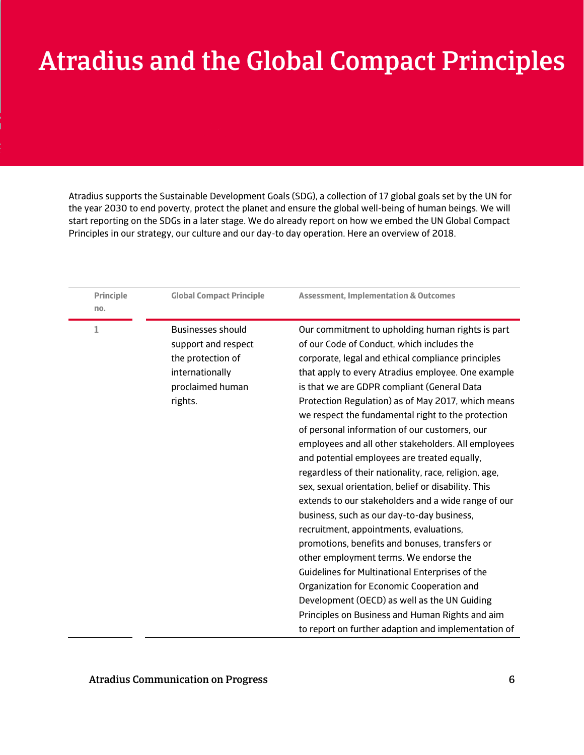# Atradius and the Global Compact Principles

Atradius supports the Sustainable Development Goals (SDG), a collection of 17 global goals set by the UN for the year 2030 to end poverty, protect the planet and ensure the global well-being of human beings. We will start reporting on the SDGs in a later stage. We do already report on how we embed the UN Global Compact Principles in our strategy, our culture and our day-to day operation. Here an overview of 2018.

| Principle no. | Global Compact Principle | Assessment, Implementation & Outcomes |
|---|---|---|
| 1 | Businesses should support and respect the protection of internationally proclaimed human rights. | Our commitment to upholding human rights is part of our Code of Conduct, which includes the corporate, legal and ethical compliance principles that apply to every Atradius employee. One example is that we are GDPR compliant (General Data Protection Regulation) as of May 2017, which means we respect the fundamental right to the protection of personal information of our customers, our employees and all other stakeholders. All employees and potential employees are treated equally, regardless of their nationality, race, religion, age, sex, sexual orientation, belief or disability. This extends to our stakeholders and a wide range of our business, such as our day-to-day business, recruitment, appointments, evaluations, promotions, benefits and bonuses, transfers or other employment terms. We endorse the Guidelines for Multinational Enterprises of the Organization for Economic Cooperation and Development (OECD) as well as the UN Guiding Principles on Business and Human Rights and aim to report on further adaption and implementation of |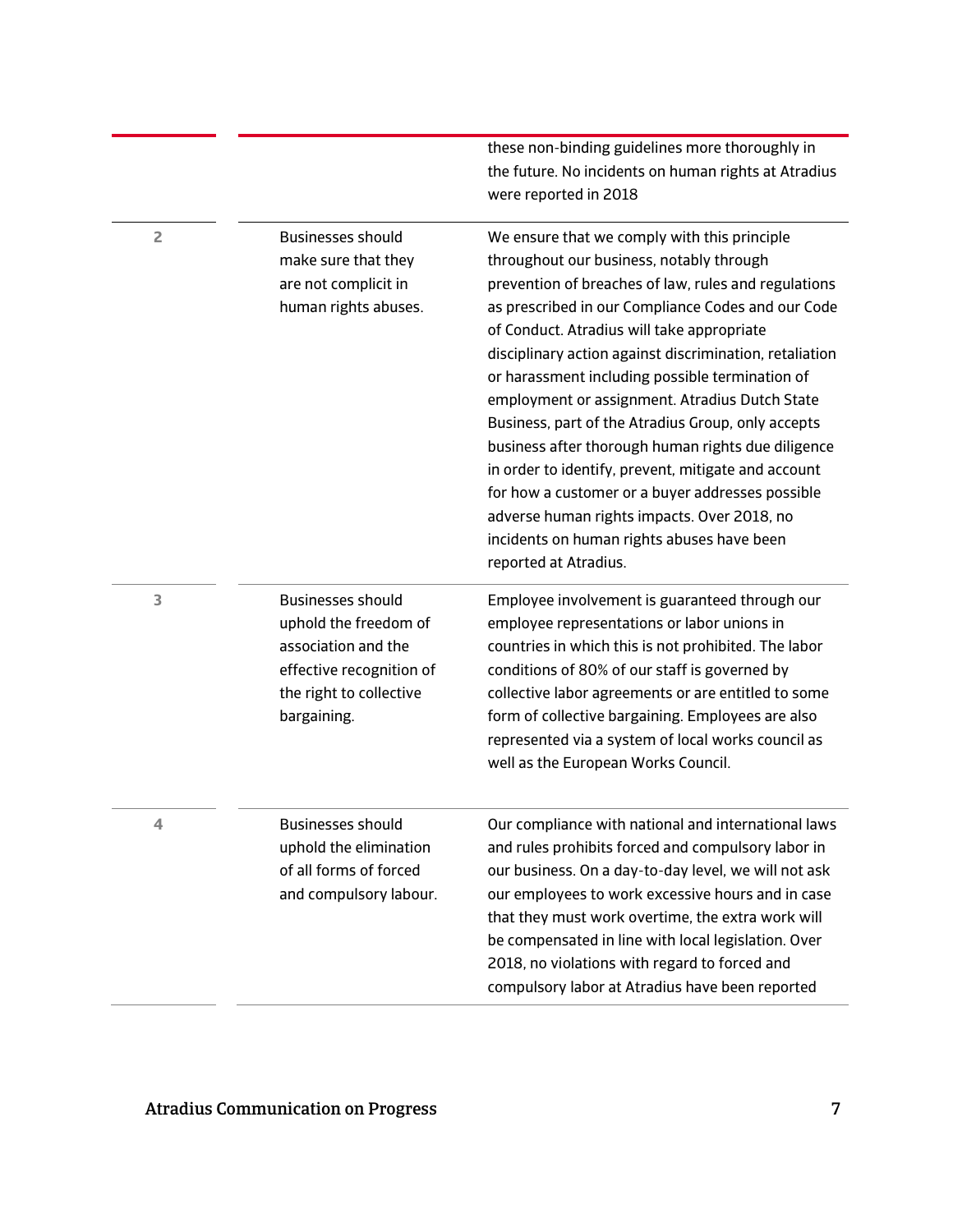| | | |
|---|---|---|
| | | these non-binding guidelines more thoroughly in the future. No incidents on human rights at Atradius were reported in 2018 |
| 2 | Businesses should make sure that they are not complicit in human rights abuses. | We ensure that we comply with this principle throughout our business, notably through prevention of breaches of law, rules and regulations as prescribed in our Compliance Codes and our Code of Conduct. Atradius will take appropriate disciplinary action against discrimination, retaliation or harassment including possible termination of employment or assignment. Atradius Dutch State Business, part of the Atradius Group, only accepts business after thorough human rights due diligence in order to identify, prevent, mitigate and account for how a customer or a buyer addresses possible adverse human rights impacts. Over 2018, no incidents on human rights abuses have been reported at Atradius. |
| 3 | Businesses should uphold the freedom of association and the effective recognition of the right to collective bargaining. | Employee involvement is guaranteed through our employee representations or labor unions in countries in which this is not prohibited. The labor conditions of 80% of our staff is governed by collective labor agreements or are entitled to some form of collective bargaining. Employees are also represented via a system of local works council as well as the European Works Council. |
| 4 | Businesses should uphold the elimination of all forms of forced and compulsory labour. | Our compliance with national and international laws and rules prohibits forced and compulsory labor in our business. On a day-to-day level, we will not ask our employees to work excessive hours and in case that they must work overtime, the extra work will be compensated in line with local legislation. Over 2018, no violations with regard to forced and compulsory labor at Atradius have been reported |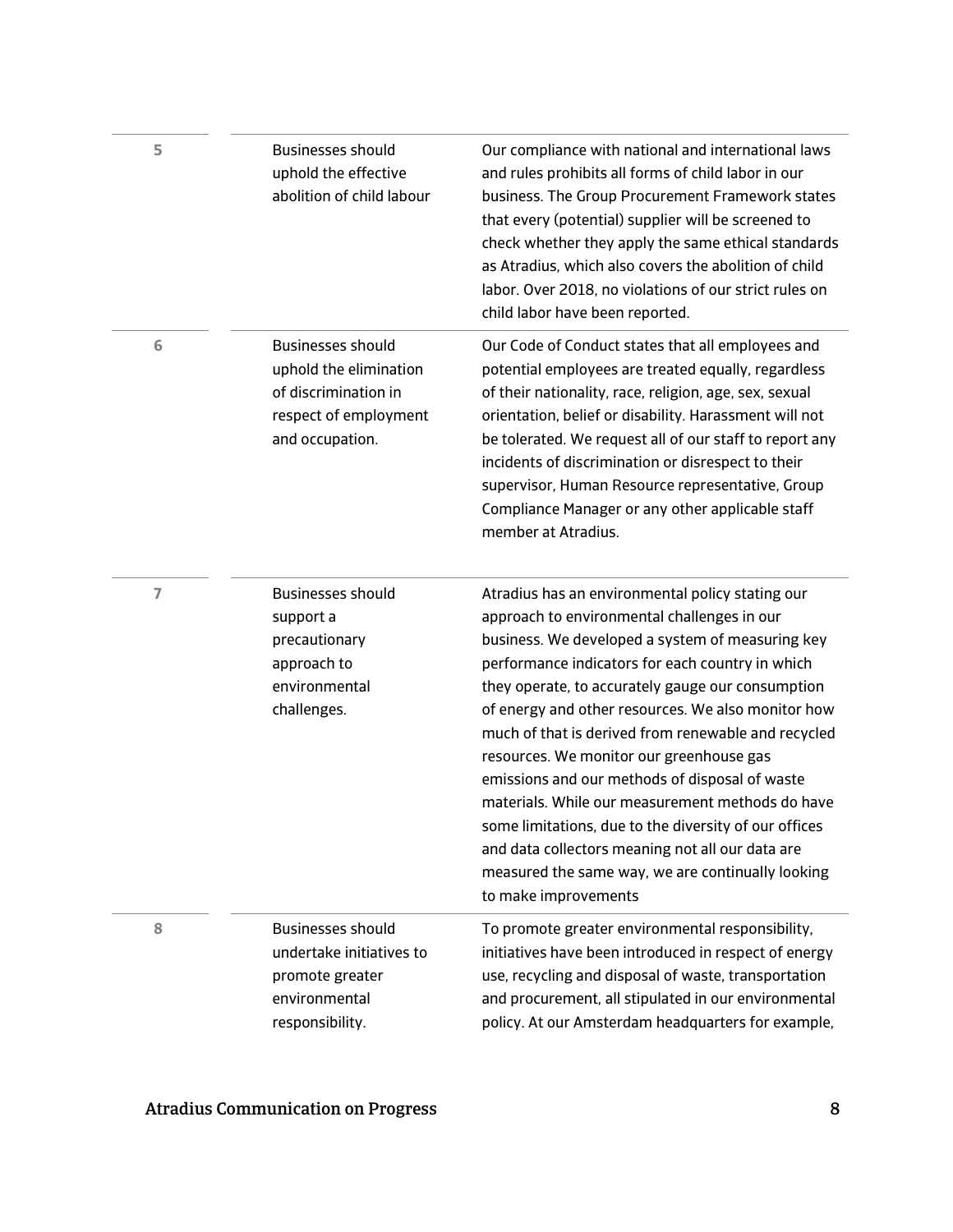| | | |
|---|---|---|
| 5 | Businesses should uphold the effective abolition of child labour | Our compliance with national and international laws and rules prohibits all forms of child labor in our business. The Group Procurement Framework states that every (potential) supplier will be screened to check whether they apply the same ethical standards as Atradius, which also covers the abolition of child labor. Over 2018, no violations of our strict rules on child labor have been reported. |
| 6 | Businesses should uphold the elimination of discrimination in respect of employment and occupation. | Our Code of Conduct states that all employees and potential employees are treated equally, regardless of their nationality, race, religion, age, sex, sexual orientation, belief or disability. Harassment will not be tolerated. We request all of our staff to report any incidents of discrimination or disrespect to their supervisor, Human Resource representative, Group Compliance Manager or any other applicable staff member at Atradius. |
| 7 | Businesses should support a precautionary approach to environmental challenges. | Atradius has an environmental policy stating our approach to environmental challenges in our business. We developed a system of measuring key performance indicators for each country in which they operate, to accurately gauge our consumption of energy and other resources. We also monitor how much of that is derived from renewable and recycled resources. We monitor our greenhouse gas emissions and our methods of disposal of waste materials. While our measurement methods do have some limitations, due to the diversity of our offices and data collectors meaning not all our data are measured the same way, we are continually looking to make improvements |
| 8 | Businesses should undertake initiatives to promote greater environmental responsibility. | To promote greater environmental responsibility, initiatives have been introduced in respect of energy use, recycling and disposal of waste, transportation and procurement, all stipulated in our environmental policy. At our Amsterdam headquarters for example, |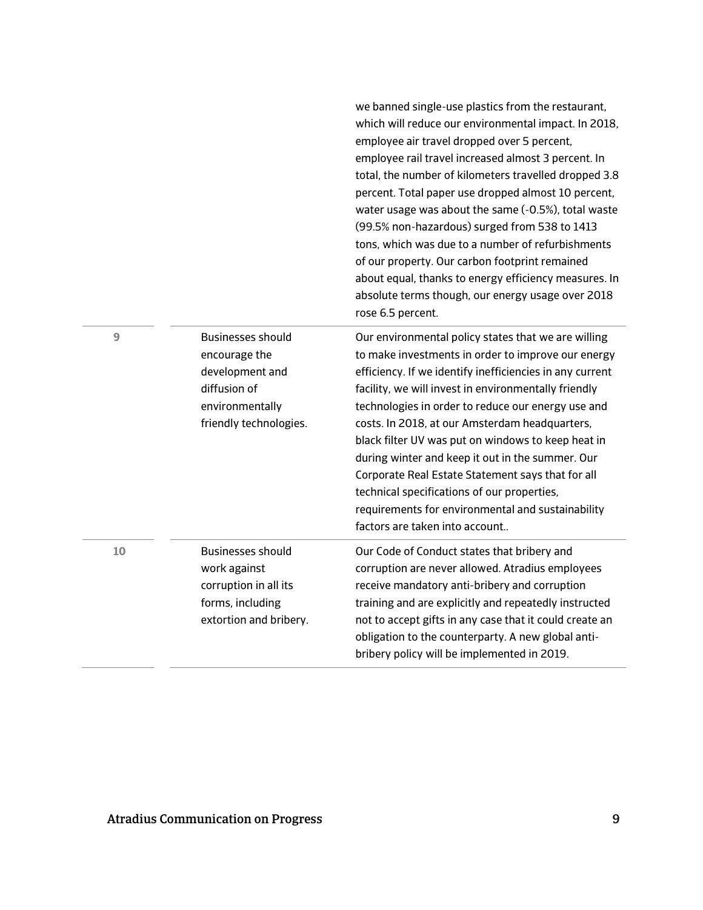| | | |
|---|---|---|
| | | we banned single-use plastics from the restaurant, which will reduce our environmental impact. In 2018, employee air travel dropped over 5 percent, employee rail travel increased almost 3 percent. In total, the number of kilometers travelled dropped 3.8 percent. Total paper use dropped almost 10 percent, water usage was about the same (-0.5%), total waste (99.5% non-hazardous) surged from 538 to 1413 tons, which was due to a number of refurbishments of our property. Our carbon footprint remained about equal, thanks to energy efficiency measures. In absolute terms though, our energy usage over 2018 rose 6.5 percent. |
| 9 | Businesses should encourage the development and diffusion of environmentally friendly technologies. | Our environmental policy states that we are willing to make investments in order to improve our energy efficiency. If we identify inefficiencies in any current facility, we will invest in environmentally friendly technologies in order to reduce our energy use and costs. In 2018, at our Amsterdam headquarters, black filter UV was put on windows to keep heat in during winter and keep it out in the summer. Our Corporate Real Estate Statement says that for all technical specifications of our properties, requirements for environmental and sustainability factors are taken into account.. |
| 10 | Businesses should work against corruption in all its forms, including extortion and bribery. | Our Code of Conduct states that bribery and corruption are never allowed. Atradius employees receive mandatory anti-bribery and corruption training and are explicitly and repeatedly instructed not to accept gifts in any case that it could create an obligation to the counterparty. A new global anti-bribery policy will be implemented in 2019. |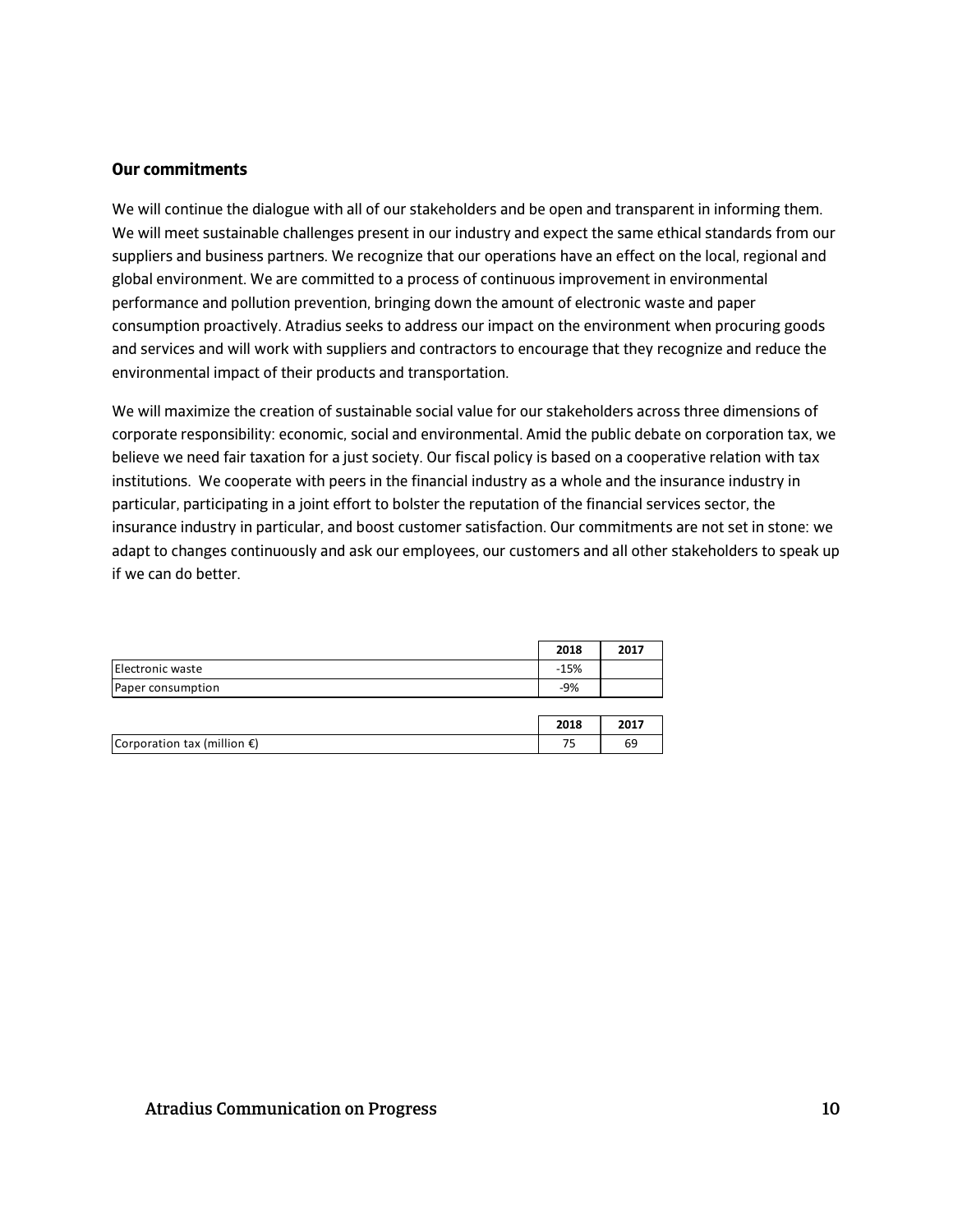## Our commitments

We will continue the dialogue with all of our stakeholders and be open and transparent in informing them. We will meet sustainable challenges present in our industry and expect the same ethical standards from our suppliers and business partners. We recognize that our operations have an effect on the local, regional and global environment. We are committed to a process of continuous improvement in environmental performance and pollution prevention, bringing down the amount of electronic waste and paper consumption proactively. Atradius seeks to address our impact on the environment when procuring goods and services and will work with suppliers and contractors to encourage that they recognize and reduce the environmental impact of their products and transportation.

We will maximize the creation of sustainable social value for our stakeholders across three dimensions of corporate responsibility: economic, social and environmental. Amid the public debate on corporation tax, we believe we need fair taxation for a just society. Our fiscal policy is based on a cooperative relation with tax institutions. We cooperate with peers in the financial industry as a whole and the insurance industry in particular, participating in a joint effort to bolster the reputation of the financial services sector, the insurance industry in particular, and boost customer satisfaction. Our commitments are not set in stone: we adapt to changes continuously and ask our employees, our customers and all other stakeholders to speak up if we can do better.

| | 2018 | 2017 |
|---|---|---|
| Electronic waste | -15% | |
| Paper consumption | -9% | |

| | 2018 | 2017 |
|---|---|---|
| Corporation tax (million €) | 75 | 69 |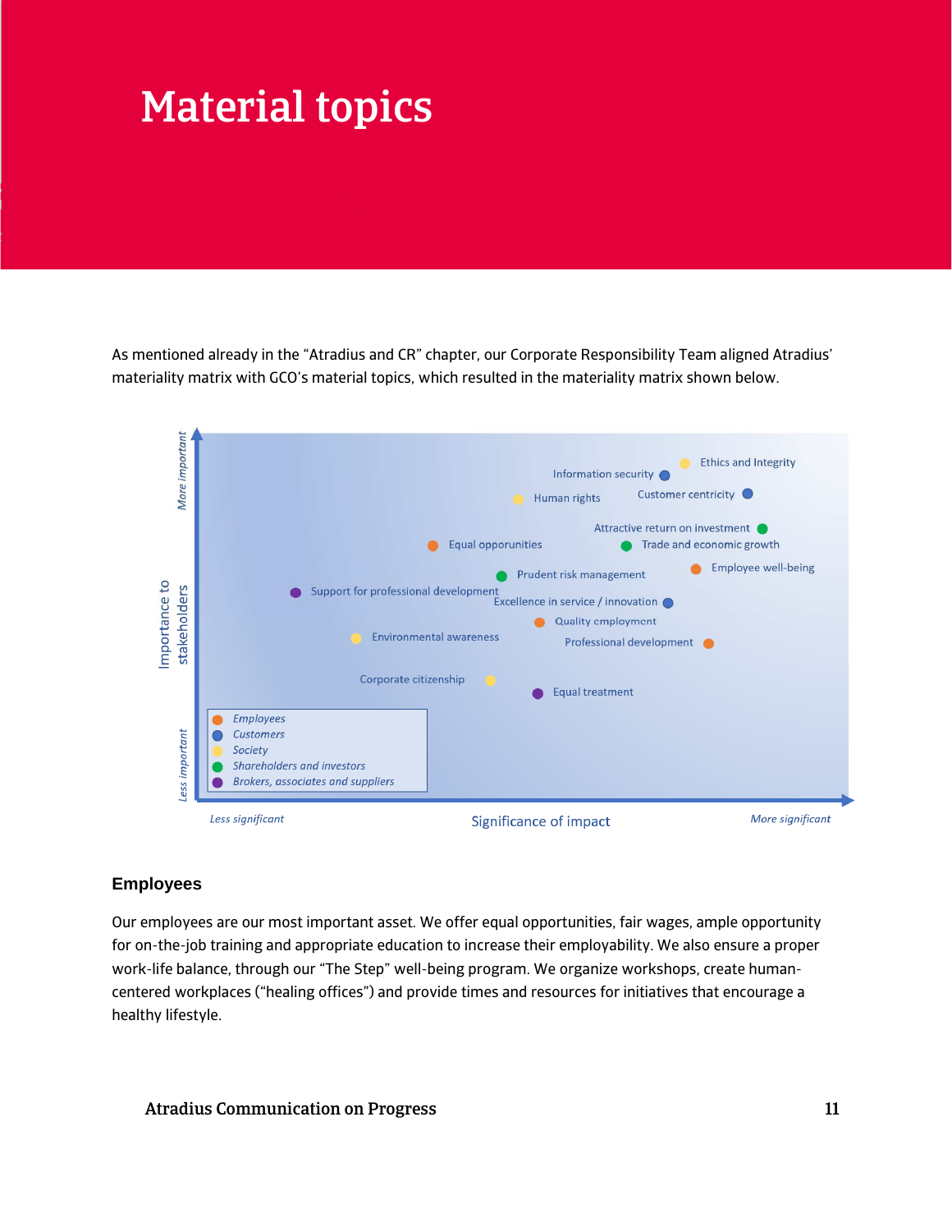# Material topics

As mentioned already in the “Atradius and CR” chapter, our Corporate Responsibility Team aligned Atradius’ materiality matrix with GCO’s material topics, which resulted in the materiality matrix shown below.

Importance to stakeholders (Less important → More important)

Significance of impact (Less significant → More significant)

- Ethics and Integrity
- Information security
- Human rights
- Customer centricity
- Attractive return on investment
- Equal opporunities
- Trade and economic growth
- Employee well-being
- Prudent risk management
- Support for professional development
- Excellence in service / innovation
- Quality employment
- Environmental awareness
- Professional development
- Corporate citizenship
- Equal treatment

Legend: Employees; Customers; Society; Shareholders and investors; Brokers, associates and suppliers

## Employees

Our employees are our most important asset. We offer equal opportunities, fair wages, ample opportunity for on-the-job training and appropriate education to increase their employability. We also ensure a proper work-life balance, through our “The Step” well-being program. We organize workshops, create human-centered workplaces (“healing offices”) and provide times and resources for initiatives that encourage a healthy lifestyle.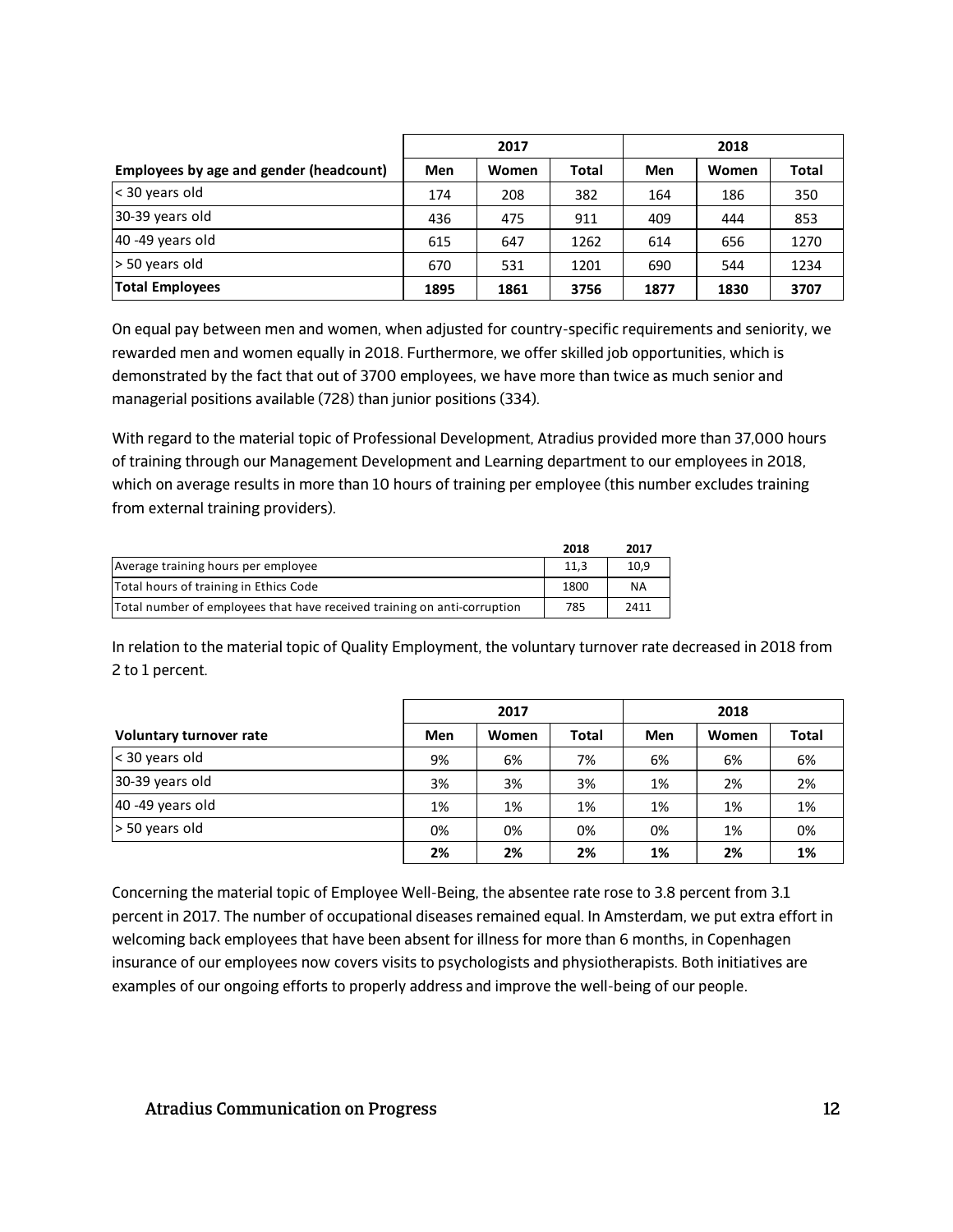| Employees by age and gender (headcount) | 2017 | | | 2018 | | |
|---|---|---|---|---|---|---|
| | Men | Women | Total | Men | Women | Total |
| < 30 years old | 174 | 208 | 382 | 164 | 186 | 350 |
| 30-39 years old | 436 | 475 | 911 | 409 | 444 | 853 |
| 40 -49 years old | 615 | 647 | 1262 | 614 | 656 | 1270 |
| > 50 years old | 670 | 531 | 1201 | 690 | 544 | 1234 |
| **Total Employees** | **1895** | **1861** | **3756** | **1877** | **1830** | **3707** |

On equal pay between men and women, when adjusted for country-specific requirements and seniority, we rewarded men and women equally in 2018. Furthermore, we offer skilled job opportunities, which is demonstrated by the fact that out of 3700 employees, we have more than twice as much senior and managerial positions available (728) than junior positions (334).

With regard to the material topic of Professional Development, Atradius provided more than 37,000 hours of training through our Management Development and Learning department to our employees in 2018, which on average results in more than 10 hours of training per employee (this number excludes training from external training providers).

| | 2018 | 2017 |
|---|---|---|
| Average training hours per employee | 11,3 | 10,9 |
| Total hours of training in Ethics Code | 1800 | NA |
| Total number of employees that have received training on anti-corruption | 785 | 2411 |

In relation to the material topic of Quality Employment, the voluntary turnover rate decreased in 2018 from 2 to 1 percent.

| Voluntary turnover rate | 2017 | | | 2018 | | |
|---|---|---|---|---|---|---|
| | Men | Women | Total | Men | Women | Total |
| < 30 years old | 9% | 6% | 7% | 6% | 6% | 6% |
| 30-39 years old | 3% | 3% | 3% | 1% | 2% | 2% |
| 40 -49 years old | 1% | 1% | 1% | 1% | 1% | 1% |
| > 50 years old | 0% | 0% | 0% | 0% | 1% | 0% |
| | **2%** | **2%** | **2%** | **1%** | **2%** | **1%** |

Concerning the material topic of Employee Well-Being, the absentee rate rose to 3.8 percent from 3.1 percent in 2017. The number of occupational diseases remained equal. In Amsterdam, we put extra effort in welcoming back employees that have been absent for illness for more than 6 months, in Copenhagen insurance of our employees now covers visits to psychologists and physiotherapists. Both initiatives are examples of our ongoing efforts to properly address and improve the well-being of our people.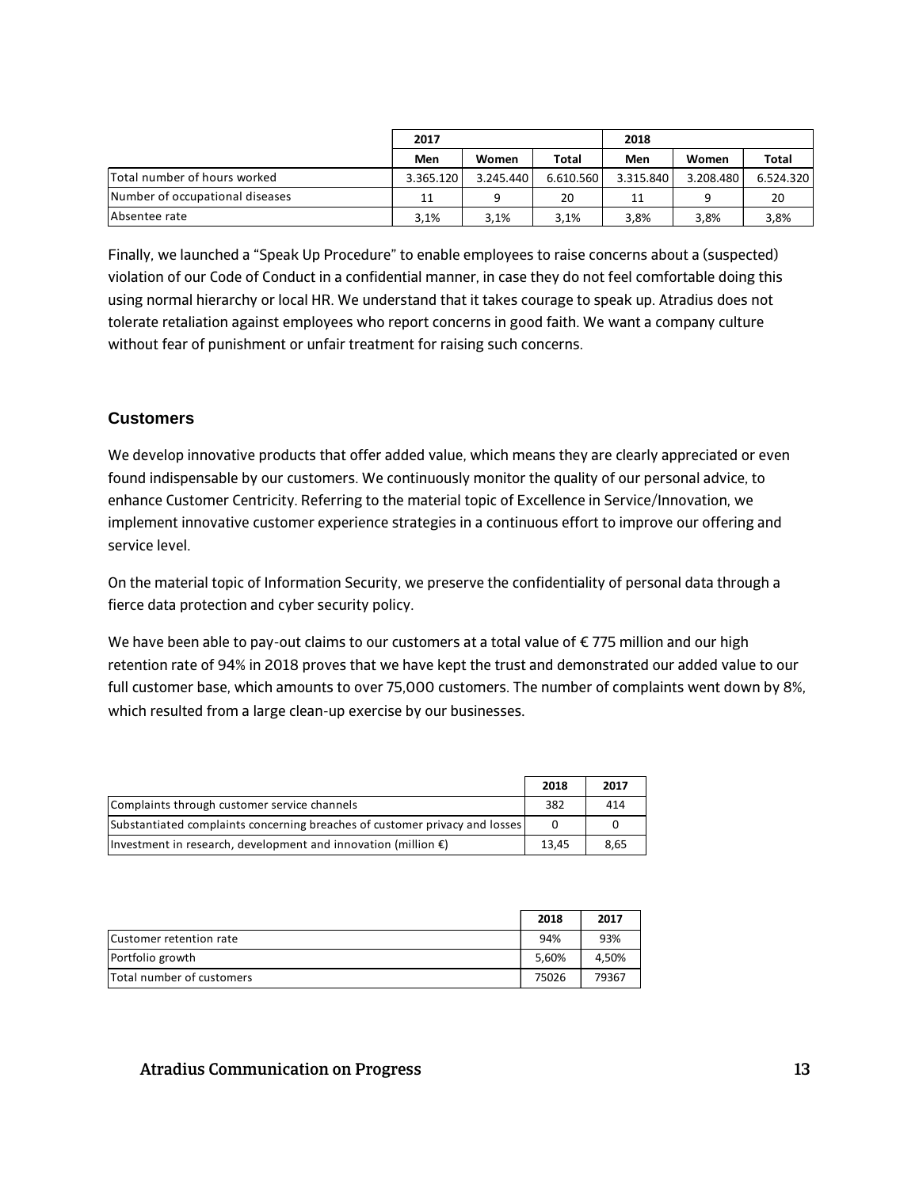| | 2017 | | | 2018 | | |
|---|---|---|---|---|---|---|
| | **Men** | **Women** | **Total** | **Men** | **Women** | **Total** |
| Total number of hours worked | 3.365.120 | 3.245.440 | 6.610.560 | 3.315.840 | 3.208.480 | 6.524.320 |
| Number of occupational diseases | 11 | 9 | 20 | 11 | 9 | 20 |
| Absentee rate | 3,1% | 3,1% | 3,1% | 3,8% | 3,8% | 3,8% |

Finally, we launched a “Speak Up Procedure” to enable employees to raise concerns about a (suspected) violation of our Code of Conduct in a confidential manner, in case they do not feel comfortable doing this using normal hierarchy or local HR. We understand that it takes courage to speak up. Atradius does not tolerate retaliation against employees who report concerns in good faith. We want a company culture without fear of punishment or unfair treatment for raising such concerns.

## Customers

We develop innovative products that offer added value, which means they are clearly appreciated or even found indispensable by our customers. We continuously monitor the quality of our personal advice, to enhance Customer Centricity. Referring to the material topic of Excellence in Service/Innovation, we implement innovative customer experience strategies in a continuous effort to improve our offering and service level.

On the material topic of Information Security, we preserve the confidentiality of personal data through a fierce data protection and cyber security policy.

We have been able to pay-out claims to our customers at a total value of € 775 million and our high retention rate of 94% in 2018 proves that we have kept the trust and demonstrated our added value to our full customer base, which amounts to over 75,000 customers. The number of complaints went down by 8%, which resulted from a large clean-up exercise by our businesses.

| | **2018** | **2017** |
|---|---|---|
| Complaints through customer service channels | 382 | 414 |
| Substantiated complaints concerning breaches of customer privacy and losses | 0 | 0 |
| Investment in research, development and innovation (million €) | 13,45 | 8,65 |

| | **2018** | **2017** |
|---|---|---|
| Customer retention rate | 94% | 93% |
| Portfolio growth | 5,60% | 4,50% |
| Total number of customers | 75026 | 79367 |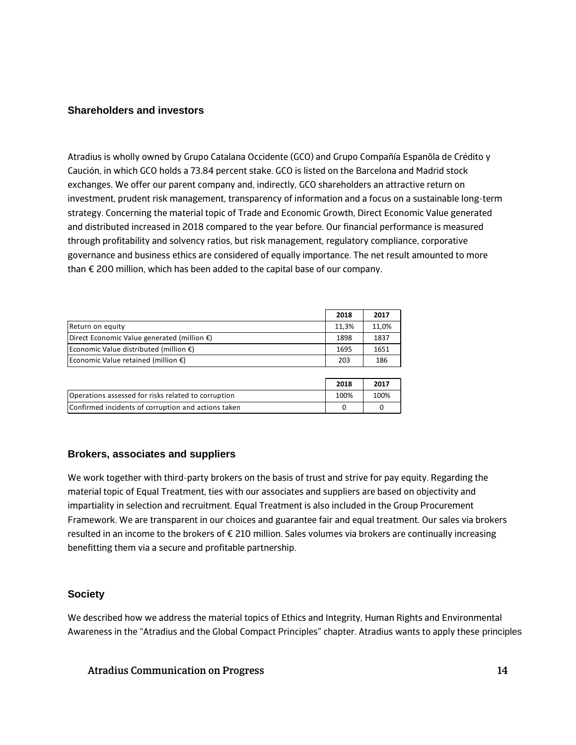## Shareholders and investors

Atradius is wholly owned by Grupo Catalana Occidente (GCO) and Grupo Compañía Espanõla de Crédito y Caución, in which GCO holds a 73.84 percent stake. GCO is listed on the Barcelona and Madrid stock exchanges. We offer our parent company and, indirectly, GCO shareholders an attractive return on investment, prudent risk management, transparency of information and a focus on a sustainable long-term strategy. Concerning the material topic of Trade and Economic Growth, Direct Economic Value generated and distributed increased in 2018 compared to the year before. Our financial performance is measured through profitability and solvency ratios, but risk management, regulatory compliance, corporative governance and business ethics are considered of equally importance. The net result amounted to more than € 200 million, which has been added to the capital base of our company.

| | 2018 | 2017 |
|---|---|---|
| Return on equity | 11,3% | 11,0% |
| Direct Economic Value generated (million €) | 1898 | 1837 |
| Economic Value distributed (million €) | 1695 | 1651 |
| Economic Value retained (million €) | 203 | 186 |

| | 2018 | 2017 |
|---|---|---|
| Operations assessed for risks related to corruption | 100% | 100% |
| Confirmed incidents of corruption and actions taken | 0 | 0 |

## Brokers, associates and suppliers

We work together with third-party brokers on the basis of trust and strive for pay equity. Regarding the material topic of Equal Treatment, ties with our associates and suppliers are based on objectivity and impartiality in selection and recruitment. Equal Treatment is also included in the Group Procurement Framework. We are transparent in our choices and guarantee fair and equal treatment. Our sales via brokers resulted in an income to the brokers of € 210 million. Sales volumes via brokers are continually increasing benefitting them via a secure and profitable partnership.

## Society

We described how we address the material topics of Ethics and Integrity, Human Rights and Environmental Awareness in the “Atradius and the Global Compact Principles” chapter. Atradius wants to apply these principles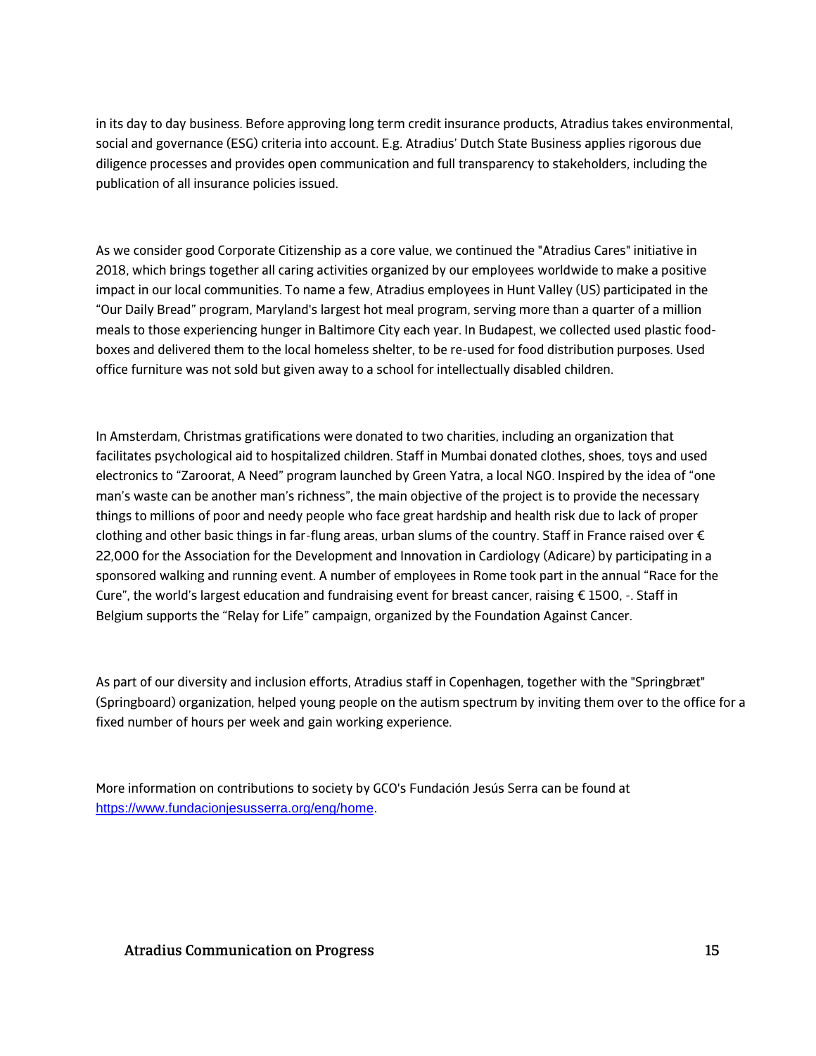in its day to day business. Before approving long term credit insurance products, Atradius takes environmental, social and governance (ESG) criteria into account. E.g. Atradius' Dutch State Business applies rigorous due diligence processes and provides open communication and full transparency to stakeholders, including the publication of all insurance policies issued.

As we consider good Corporate Citizenship as a core value, we continued the "Atradius Cares" initiative in 2018, which brings together all caring activities organized by our employees worldwide to make a positive impact in our local communities. To name a few, Atradius employees in Hunt Valley (US) participated in the "Our Daily Bread" program, Maryland's largest hot meal program, serving more than a quarter of a million meals to those experiencing hunger in Baltimore City each year. In Budapest, we collected used plastic food-boxes and delivered them to the local homeless shelter, to be re-used for food distribution purposes. Used office furniture was not sold but given away to a school for intellectually disabled children.

In Amsterdam, Christmas gratifications were donated to two charities, including an organization that facilitates psychological aid to hospitalized children. Staff in Mumbai donated clothes, shoes, toys and used electronics to "Zaroorat, A Need" program launched by Green Yatra, a local NGO. Inspired by the idea of "one man's waste can be another man's richness", the main objective of the project is to provide the necessary things to millions of poor and needy people who face great hardship and health risk due to lack of proper clothing and other basic things in far-flung areas, urban slums of the country. Staff in France raised over € 22,000 for the Association for the Development and Innovation in Cardiology (Adicare) by participating in a sponsored walking and running event. A number of employees in Rome took part in the annual "Race for the Cure", the world's largest education and fundraising event for breast cancer, raising € 1500, -. Staff in Belgium supports the "Relay for Life" campaign, organized by the Foundation Against Cancer.

As part of our diversity and inclusion efforts, Atradius staff in Copenhagen, together with the "Springbræt" (Springboard) organization, helped young people on the autism spectrum by inviting them over to the office for a fixed number of hours per week and gain working experience.

More information on contributions to society by GCO's Fundación Jesús Serra can be found at https://www.fundacionjesusserra.org/eng/home.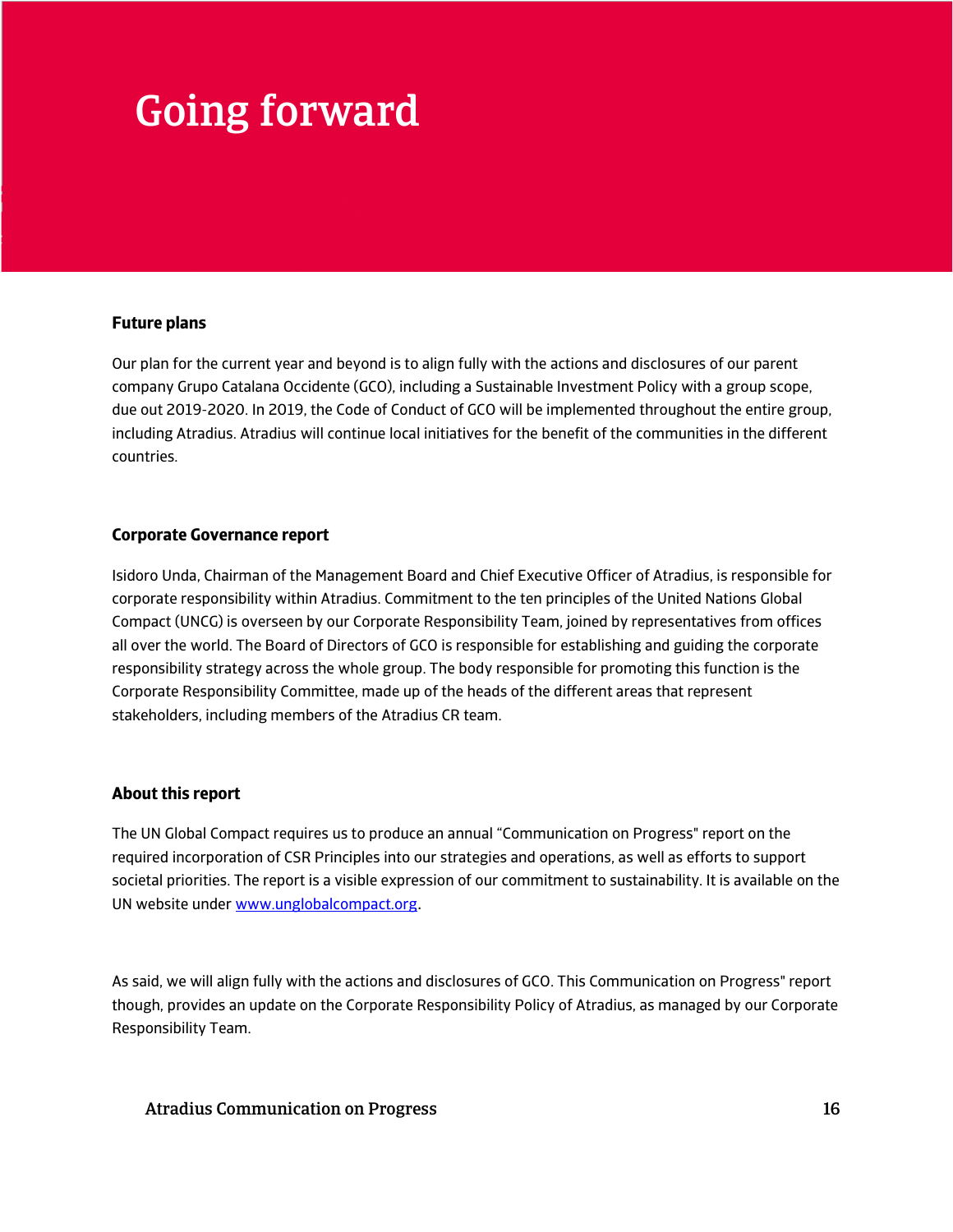# Going forward

**Future plans**

Our plan for the current year and beyond is to align fully with the actions and disclosures of our parent company Grupo Catalana Occidente (GCO), including a Sustainable Investment Policy with a group scope, due out 2019-2020. In 2019, the Code of Conduct of GCO will be implemented throughout the entire group, including Atradius. Atradius will continue local initiatives for the benefit of the communities in the different countries.

**Corporate Governance report**

Isidoro Unda, Chairman of the Management Board and Chief Executive Officer of Atradius, is responsible for corporate responsibility within Atradius. Commitment to the ten principles of the United Nations Global Compact (UNCG) is overseen by our Corporate Responsibility Team, joined by representatives from offices all over the world. The Board of Directors of GCO is responsible for establishing and guiding the corporate responsibility strategy across the whole group. The body responsible for promoting this function is the Corporate Responsibility Committee, made up of the heads of the different areas that represent stakeholders, including members of the Atradius CR team.

**About this report**

The UN Global Compact requires us to produce an annual "Communication on Progress" report on the required incorporation of CSR Principles into our strategies and operations, as well as efforts to support societal priorities. The report is a visible expression of our commitment to sustainability. It is available on the UN website under www.unglobalcompact.org.

As said, we will align fully with the actions and disclosures of GCO. This Communication on Progress" report though, provides an update on the Corporate Responsibility Policy of Atradius, as managed by our Corporate Responsibility Team.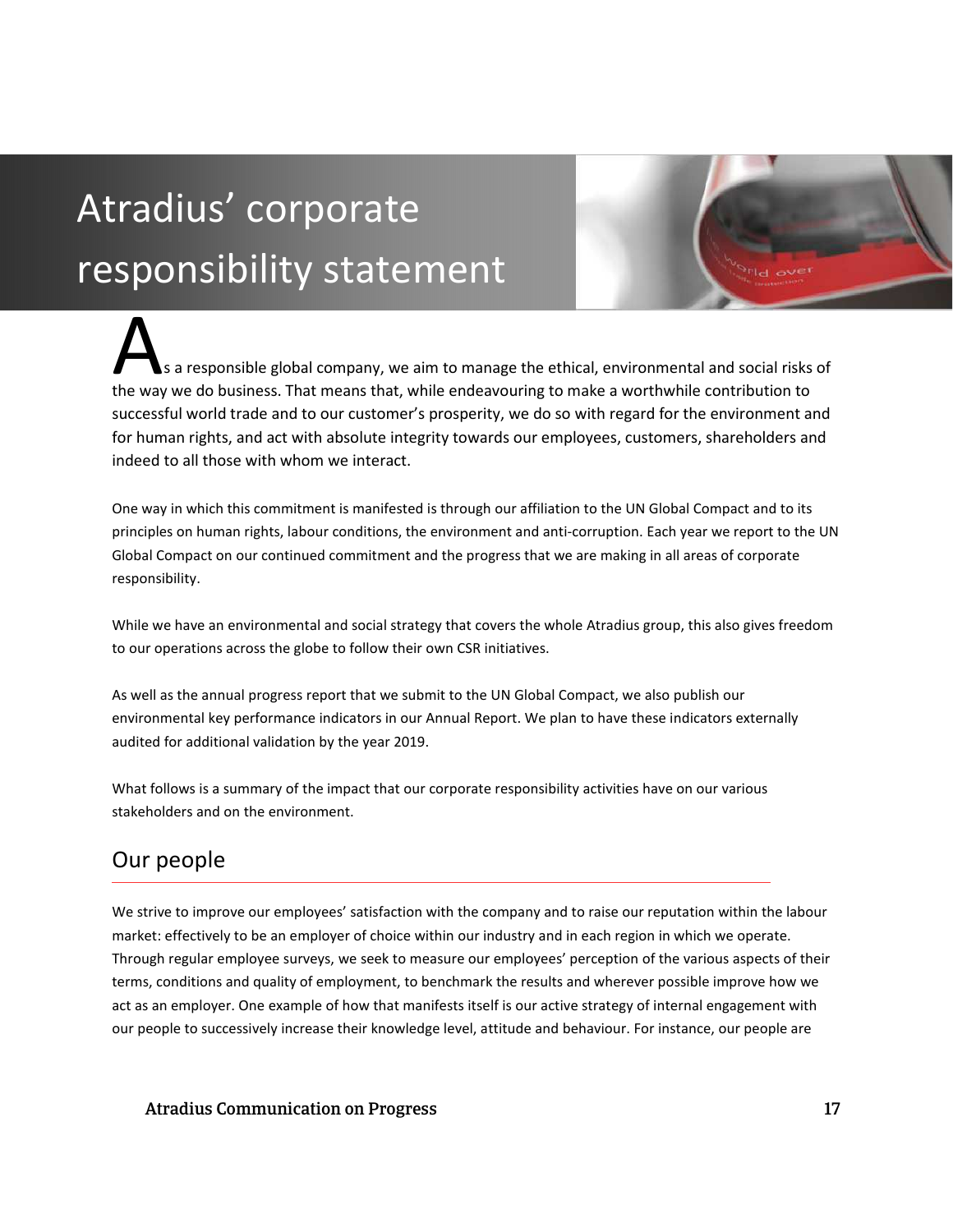# Atradius' corporate responsibility statement

As a responsible global company, we aim to manage the ethical, environmental and social risks of the way we do business. That means that, while endeavouring to make a worthwhile contribution to successful world trade and to our customer's prosperity, we do so with regard for the environment and for human rights, and act with absolute integrity towards our employees, customers, shareholders and indeed to all those with whom we interact.

One way in which this commitment is manifested is through our affiliation to the UN Global Compact and to its principles on human rights, labour conditions, the environment and anti-corruption. Each year we report to the UN Global Compact on our continued commitment and the progress that we are making in all areas of corporate responsibility.

While we have an environmental and social strategy that covers the whole Atradius group, this also gives freedom to our operations across the globe to follow their own CSR initiatives.

As well as the annual progress report that we submit to the UN Global Compact, we also publish our environmental key performance indicators in our Annual Report. We plan to have these indicators externally audited for additional validation by the year 2019.

What follows is a summary of the impact that our corporate responsibility activities have on our various stakeholders and on the environment.

## Our people

We strive to improve our employees' satisfaction with the company and to raise our reputation within the labour market: effectively to be an employer of choice within our industry and in each region in which we operate. Through regular employee surveys, we seek to measure our employees' perception of the various aspects of their terms, conditions and quality of employment, to benchmark the results and wherever possible improve how we act as an employer. One example of how that manifests itself is our active strategy of internal engagement with our people to successively increase their knowledge level, attitude and behaviour. For instance, our people are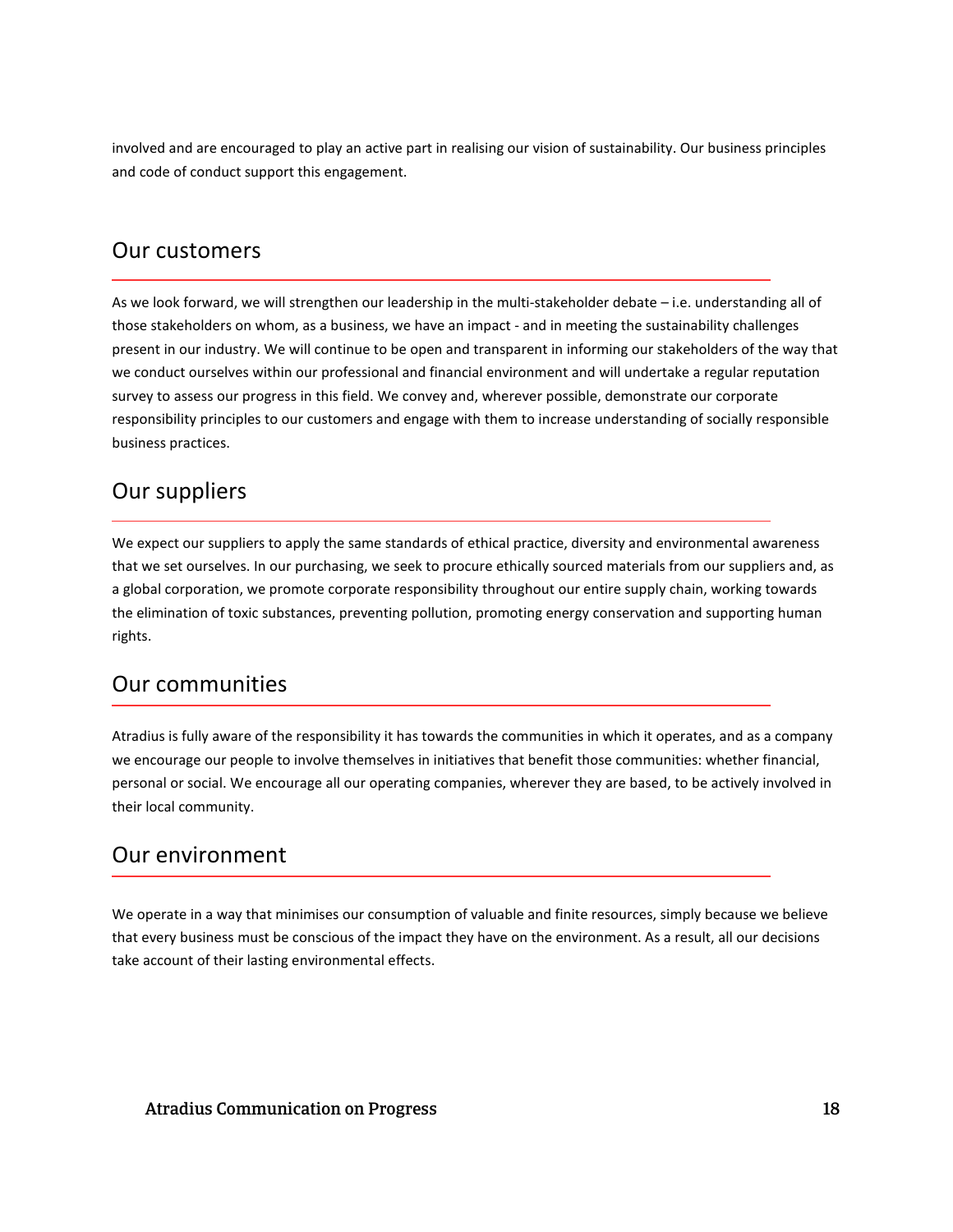involved and are encouraged to play an active part in realising our vision of sustainability. Our business principles and code of conduct support this engagement.

## Our customers

As we look forward, we will strengthen our leadership in the multi-stakeholder debate – i.e. understanding all of those stakeholders on whom, as a business, we have an impact - and in meeting the sustainability challenges present in our industry. We will continue to be open and transparent in informing our stakeholders of the way that we conduct ourselves within our professional and financial environment and will undertake a regular reputation survey to assess our progress in this field. We convey and, wherever possible, demonstrate our corporate responsibility principles to our customers and engage with them to increase understanding of socially responsible business practices.

## Our suppliers

We expect our suppliers to apply the same standards of ethical practice, diversity and environmental awareness that we set ourselves. In our purchasing, we seek to procure ethically sourced materials from our suppliers and, as a global corporation, we promote corporate responsibility throughout our entire supply chain, working towards the elimination of toxic substances, preventing pollution, promoting energy conservation and supporting human rights.

## Our communities

Atradius is fully aware of the responsibility it has towards the communities in which it operates, and as a company we encourage our people to involve themselves in initiatives that benefit those communities: whether financial, personal or social. We encourage all our operating companies, wherever they are based, to be actively involved in their local community.

## Our environment

We operate in a way that minimises our consumption of valuable and finite resources, simply because we believe that every business must be conscious of the impact they have on the environment. As a result, all our decisions take account of their lasting environmental effects.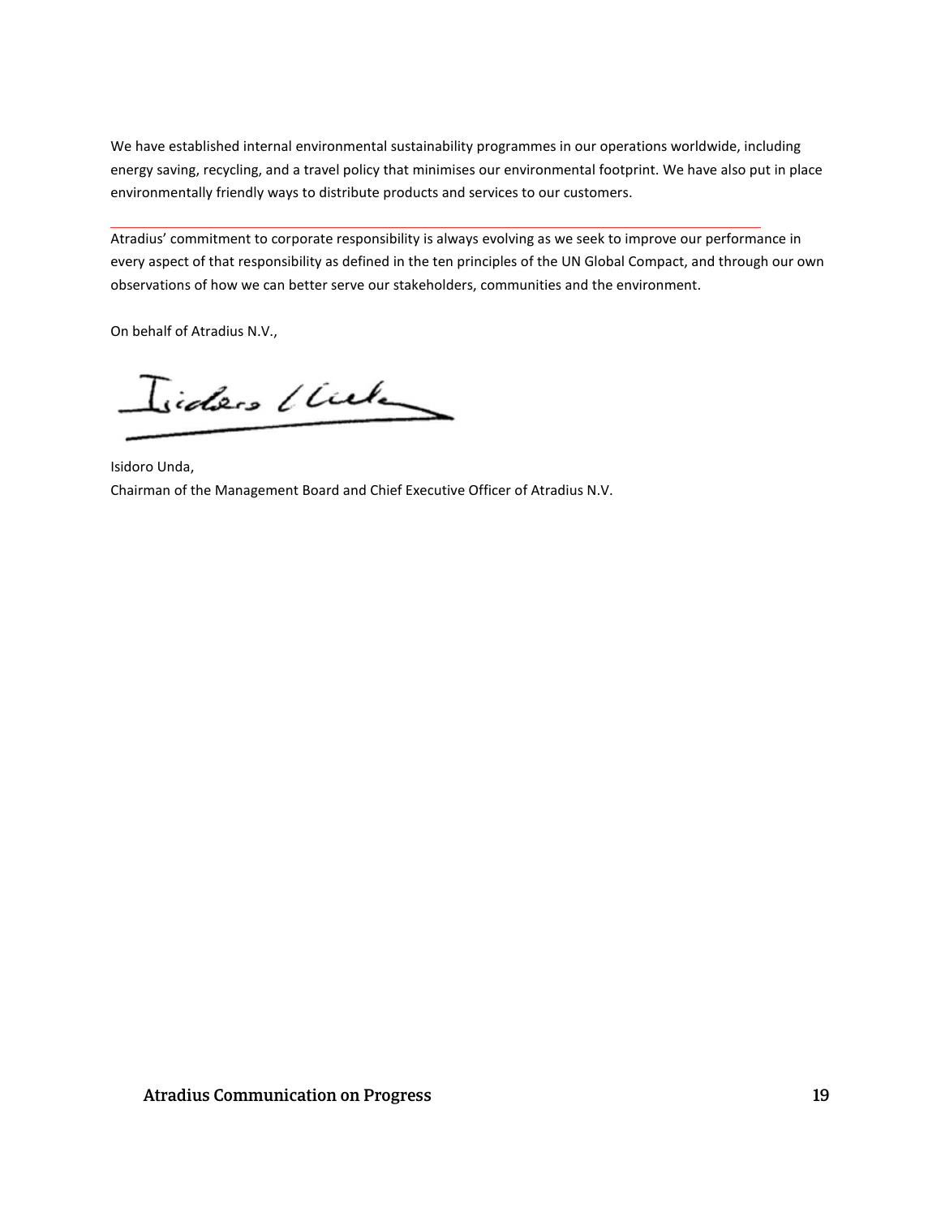We have established internal environmental sustainability programmes in our operations worldwide, including energy saving, recycling, and a travel policy that minimises our environmental footprint. We have also put in place environmentally friendly ways to distribute products and services to our customers.

---

Atradius' commitment to corporate responsibility is always evolving as we seek to improve our performance in every aspect of that responsibility as defined in the ten principles of the UN Global Compact, and through our own observations of how we can better serve our stakeholders, communities and the environment.

On behalf of Atradius N.V.,

Isidoro Unda,
Chairman of the Management Board and Chief Executive Officer of Atradius N.V.